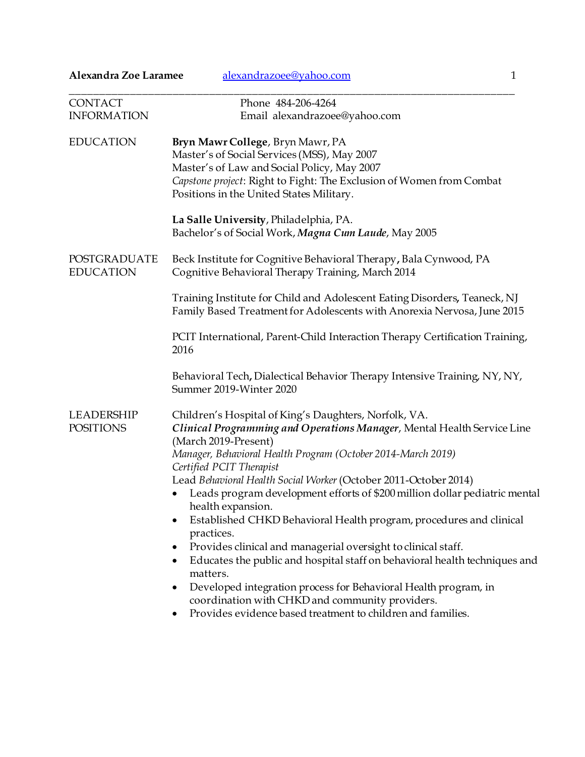**Alexandra Zoe Laramee** alexandrazoee@yahoo.com

---

## CONTACT INFORMATION

Phone 484-206-4264
Email alexandrazoee@yahoo.com

## EDUCATION

**Bryn Mawr College**, Bryn Mawr, PA
Master's of Social Services (MSS), May 2007
Master's of Law and Social Policy, May 2007
*Capstone project*: Right to Fight: The Exclusion of Women from Combat Positions in the United States Military.

**La Salle University**, Philadelphia, PA.
Bachelor's of Social Work, ***Magna Cum Laude***, May 2005

## POSTGRADUATE EDUCATION

Beck Institute for Cognitive Behavioral Therapy**,** Bala Cynwood, PA
Cognitive Behavioral Therapy Training, March 2014

Training Institute for Child and Adolescent Eating Disorders**,** Teaneck, NJ
Family Based Treatment for Adolescents with Anorexia Nervosa, June 2015

PCIT International, Parent-Child Interaction Therapy Certification Training, 2016

Behavioral Tech**,** Dialectical Behavior Therapy Intensive Training, NY, NY, Summer 2019-Winter 2020

## LEADERSHIP POSITIONS

Children's Hospital of King's Daughters, Norfolk, VA.
***Clinical Programming and Operations Manager***, Mental Health Service Line (March 2019-Present)
*Manager, Behavioral Health Program (October 2014-March 2019)*
*Certified PCIT Therapist*
Lead *Behavioral Health Social Worker* (October 2011-October 2014)

- Leads program development efforts of $200 million dollar pediatric mental health expansion.
- Established CHKD Behavioral Health program, procedures and clinical practices.
- Provides clinical and managerial oversight to clinical staff.
- Educates the public and hospital staff on behavioral health techniques and matters.
- Developed integration process for Behavioral Health program, in coordination with CHKD and community providers.
- Provides evidence based treatment to children and families.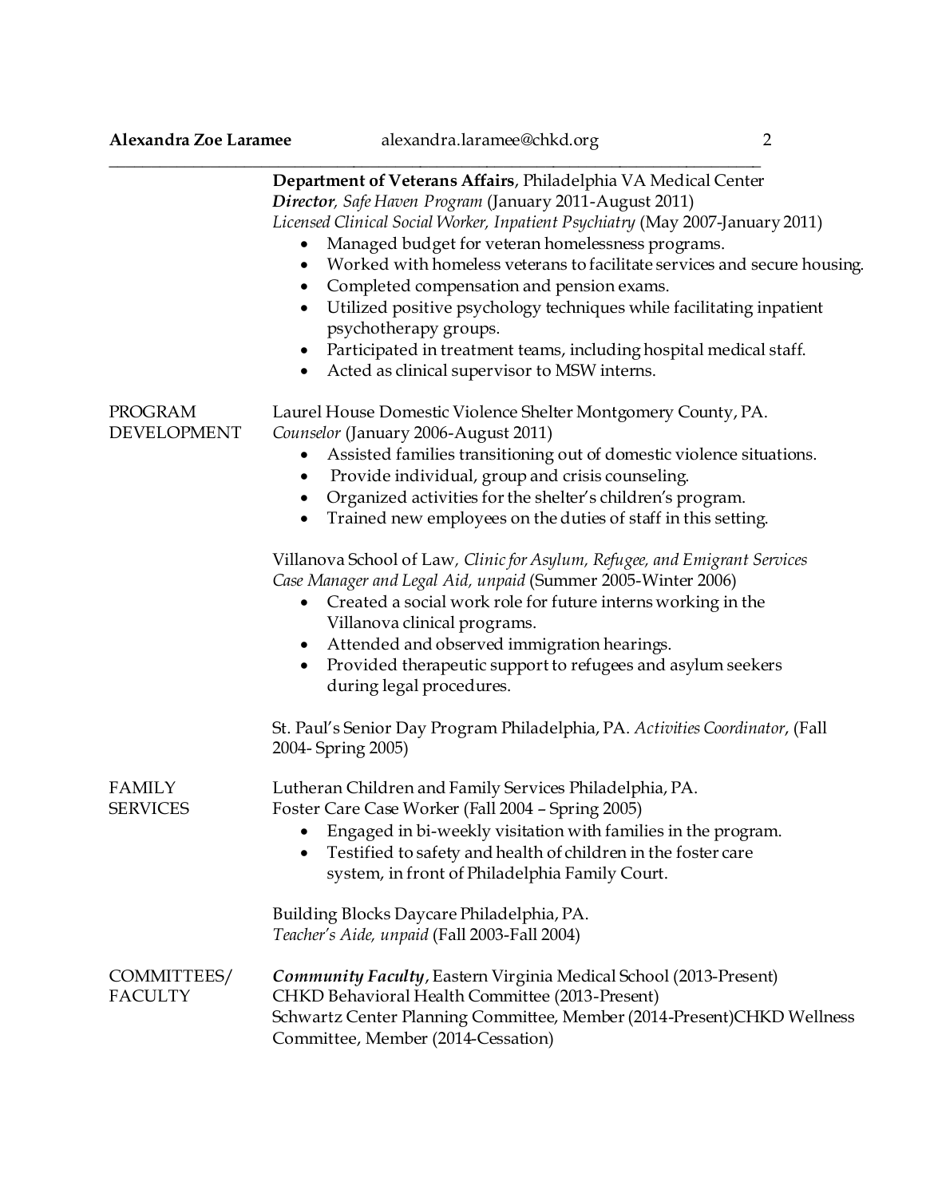**Department of Veterans Affairs**, Philadelphia VA Medical Center
***Director****, Safe Haven Program* (January 2011-August 2011)
*Licensed Clinical Social Worker, Inpatient Psychiatry* (May 2007-January 2011)

- Managed budget for veteran homelessness programs.
- Worked with homeless veterans to facilitate services and secure housing.
- Completed compensation and pension exams.
- Utilized positive psychology techniques while facilitating inpatient psychotherapy groups.
- Participated in treatment teams, including hospital medical staff.
- Acted as clinical supervisor to MSW interns.

## PROGRAM DEVELOPMENT

Laurel House Domestic Violence Shelter Montgomery County, PA.
*Counselor* (January 2006-August 2011)

- Assisted families transitioning out of domestic violence situations.
- Provide individual, group and crisis counseling.
- Organized activities for the shelter's children's program.
- Trained new employees on the duties of staff in this setting.

Villanova School of Law*, Clinic for Asylum, Refugee, and Emigrant Services*
*Case Manager and Legal Aid, unpaid* (Summer 2005-Winter 2006)

- Created a social work role for future interns working in the Villanova clinical programs.
- Attended and observed immigration hearings.
- Provided therapeutic support to refugees and asylum seekers during legal procedures.

St. Paul's Senior Day Program Philadelphia, PA. *Activities Coordinator*, (Fall 2004- Spring 2005)

## FAMILY SERVICES

Lutheran Children and Family Services Philadelphia, PA.
Foster Care Case Worker (Fall 2004 – Spring 2005)

- Engaged in bi-weekly visitation with families in the program.
- Testified to safety and health of children in the foster care system, in front of Philadelphia Family Court.

Building Blocks Daycare Philadelphia, PA.
*Teacher's Aide, unpaid* (Fall 2003-Fall 2004)

## COMMITTEES/ FACULTY

***Community Faculty***, Eastern Virginia Medical School (2013-Present)
CHKD Behavioral Health Committee (2013-Present)
Schwartz Center Planning Committee, Member (2014-Present)CHKD Wellness Committee, Member (2014-Cessation)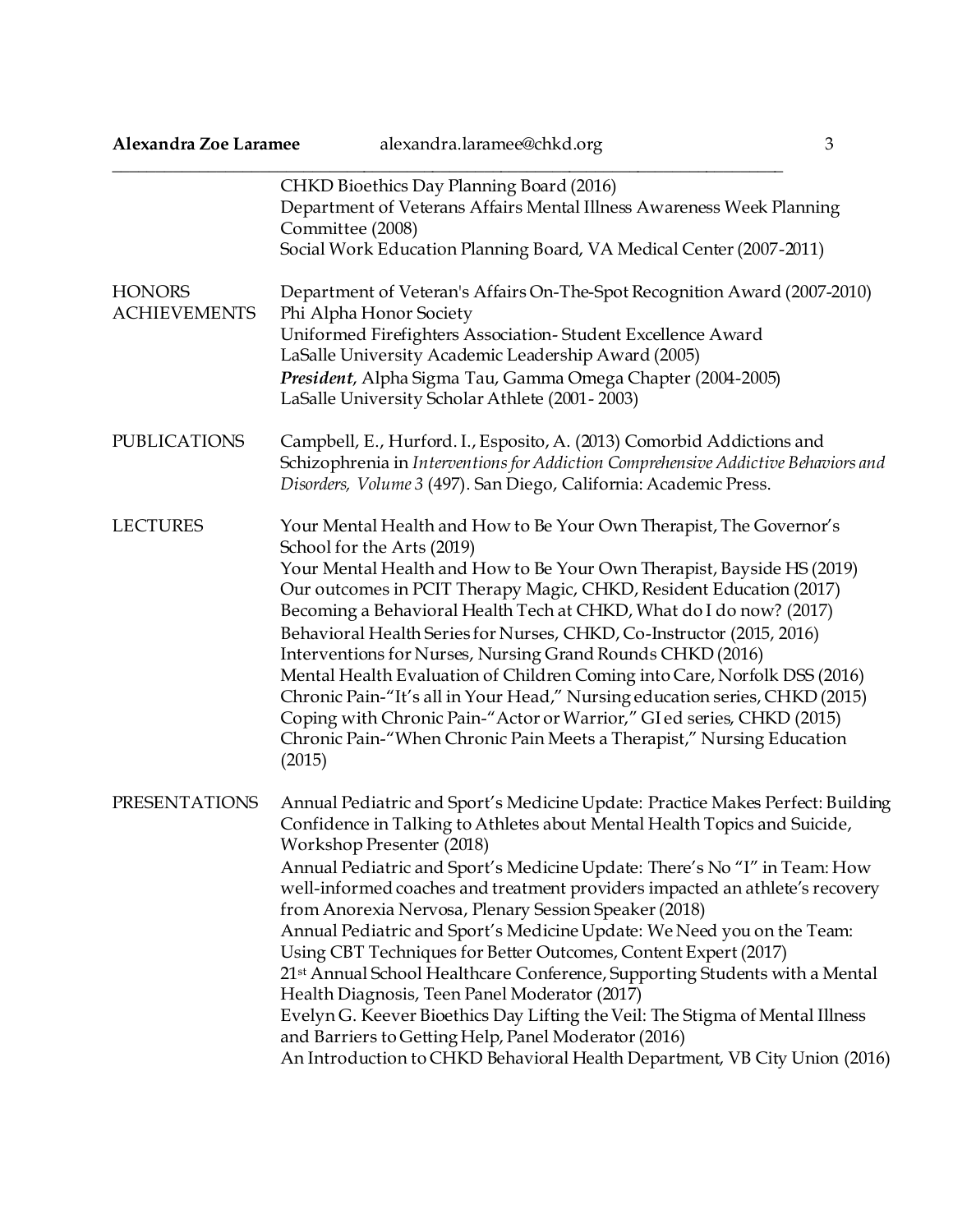CHKD Bioethics Day Planning Board (2016)
Department of Veterans Affairs Mental Illness Awareness Week Planning Committee (2008)
Social Work Education Planning Board, VA Medical Center (2007-2011)

## HONORS ACHIEVEMENTS

Department of Veteran's Affairs On-The-Spot Recognition Award (2007-2010)
Phi Alpha Honor Society
Uniformed Firefighters Association- Student Excellence Award
LaSalle University Academic Leadership Award (2005)
***President***, Alpha Sigma Tau, Gamma Omega Chapter (2004-2005)
LaSalle University Scholar Athlete (2001- 2003)

## PUBLICATIONS

Campbell, E., Hurford. I., Esposito, A. (2013) Comorbid Addictions and Schizophrenia in *Interventions for Addiction Comprehensive Addictive Behaviors and Disorders, Volume 3* (497). San Diego, California: Academic Press.

## LECTURES

Your Mental Health and How to Be Your Own Therapist, The Governor's School for the Arts (2019)
Your Mental Health and How to Be Your Own Therapist, Bayside HS (2019)
Our outcomes in PCIT Therapy Magic, CHKD, Resident Education (2017)
Becoming a Behavioral Health Tech at CHKD, What do I do now? (2017)
Behavioral Health Series for Nurses, CHKD, Co-Instructor (2015, 2016)
Interventions for Nurses, Nursing Grand Rounds CHKD (2016)
Mental Health Evaluation of Children Coming into Care, Norfolk DSS (2016)
Chronic Pain-"It's all in Your Head," Nursing education series, CHKD (2015)
Coping with Chronic Pain-"Actor or Warrior," GI ed series, CHKD (2015)
Chronic Pain-"When Chronic Pain Meets a Therapist," Nursing Education (2015)

## PRESENTATIONS

Annual Pediatric and Sport's Medicine Update: Practice Makes Perfect: Building Confidence in Talking to Athletes about Mental Health Topics and Suicide, Workshop Presenter (2018)
Annual Pediatric and Sport's Medicine Update: There's No "I" in Team: How well-informed coaches and treatment providers impacted an athlete's recovery from Anorexia Nervosa, Plenary Session Speaker (2018)
Annual Pediatric and Sport's Medicine Update: We Need you on the Team: Using CBT Techniques for Better Outcomes, Content Expert (2017)
21st Annual School Healthcare Conference, Supporting Students with a Mental Health Diagnosis, Teen Panel Moderator (2017)
Evelyn G. Keever Bioethics Day Lifting the Veil: The Stigma of Mental Illness and Barriers to Getting Help, Panel Moderator (2016)
An Introduction to CHKD Behavioral Health Department, VB City Union (2016)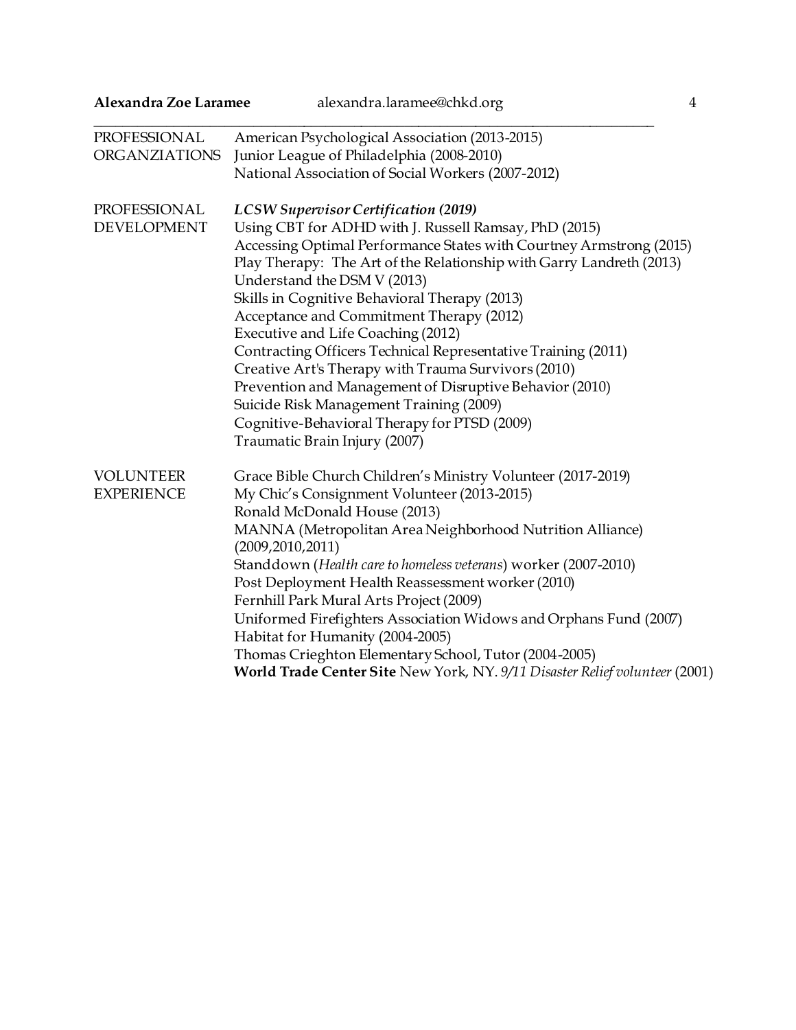## PROFESSIONAL ORGANZIATIONS

American Psychological Association (2013-2015)
Junior League of Philadelphia (2008-2010)
National Association of Social Workers (2007-2012)

## PROFESSIONAL DEVELOPMENT

***LCSW Supervisor Certification (2019)***
Using CBT for ADHD with J. Russell Ramsay, PhD (2015)
Accessing Optimal Performance States with Courtney Armstrong (2015)
Play Therapy: The Art of the Relationship with Garry Landreth (2013)
Understand the DSM V (2013)
Skills in Cognitive Behavioral Therapy (2013)
Acceptance and Commitment Therapy (2012)
Executive and Life Coaching (2012)
Contracting Officers Technical Representative Training (2011)
Creative Art's Therapy with Trauma Survivors (2010)
Prevention and Management of Disruptive Behavior (2010)
Suicide Risk Management Training (2009)
Cognitive-Behavioral Therapy for PTSD (2009)
Traumatic Brain Injury (2007)

## VOLUNTEER EXPERIENCE

Grace Bible Church Children's Ministry Volunteer (2017-2019)
My Chic's Consignment Volunteer (2013-2015)
Ronald McDonald House (2013)
MANNA (Metropolitan Area Neighborhood Nutrition Alliance) (2009,2010,2011)
Standdown (*Health care to homeless veterans*) worker (2007-2010)
Post Deployment Health Reassessment worker (2010)
Fernhill Park Mural Arts Project (2009)
Uniformed Firefighters Association Widows and Orphans Fund (2007)
Habitat for Humanity (2004-2005)
Thomas Crieghton Elementary School, Tutor (2004-2005)
**World Trade Center Site** New York, NY. *9/11 Disaster Relief volunteer* (2001)